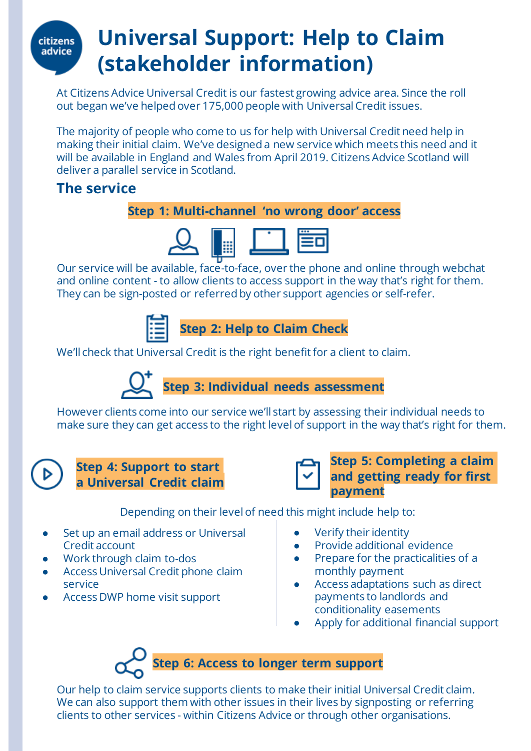# Universal Support: Help to Claim (stakeholder information)

At Citizens Advice Universal Credit is our fastest growing advice area. Since the roll out began we've helped over 175,000 people with Universal Credit issues.

The majority of people who come to us for help with Universal Credit need help in making their initial claim. We've designed a new service which meets this need and it will be available in England and Wales from April 2019. Citizens Advice Scotland will deliver a parallel service in Scotland.

## The service

### Step 1: Multi-channel 'no wrong door' access

Our service will be available, face-to-face, over the phone and online through webchat and online content - to allow clients to access support in the way that's right for them. They can be sign-posted or referred by other support agencies or self-refer.

### Step 2: Help to Claim Check

We'll check that Universal Credit is the right benefit for a client to claim.

### Step 3: Individual needs assessment

However clients come into our service we'll start by assessing their individual needs to make sure they can get access to the right level of support in the way that's right for them.

### Step 4: Support to start a Universal Credit claim

### Step 5: Completing a claim and getting ready for first payment

Depending on their level of need this might include help to:

- Set up an email address or Universal Credit account
- Work through claim to-dos
- Access Universal Credit phone claim service
- Access DWP home visit support

- Verify their identity
- Provide additional evidence
- Prepare for the practicalities of a monthly payment
- Access adaptations such as direct payments to landlords and conditionality easements
- Apply for additional financial support

### Step 6: Access to longer term support

Our help to claim service supports clients to make their initial Universal Credit claim. We can also support them with other issues in their lives by signposting or referring clients to other services - within Citizens Advice or through other organisations.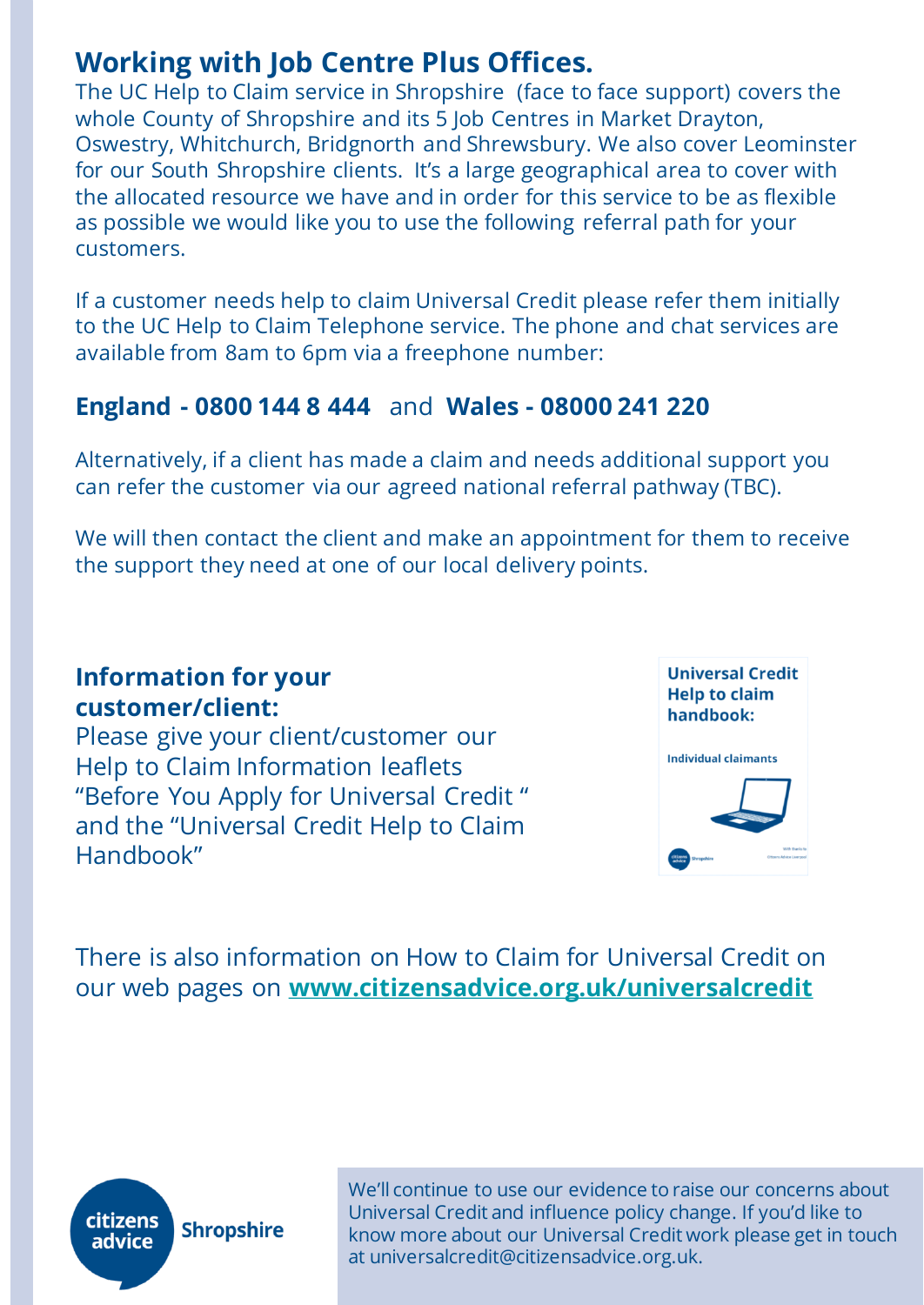## Working with Job Centre Plus Offices.

The UC Help to Claim service in Shropshire (face to face support) covers the whole County of Shropshire and its 5 Job Centres in Market Drayton, Oswestry, Whitchurch, Bridgnorth and Shrewsbury. We also cover Leominster for our South Shropshire clients. It's a large geographical area to cover with the allocated resource we have and in order for this service to be as flexible as possible we would like you to use the following referral path for your customers.

If a customer needs help to claim Universal Credit please refer them initially to the UC Help to Claim Telephone service. The phone and chat services are available from 8am to 6pm via a freephone number:

### England - 0800 144 8 444 and Wales - 08000 241 220

Alternatively, if a client has made a claim and needs additional support you can refer the customer via our agreed national referral pathway (TBC).

We will then contact the client and make an appointment for them to receive the support they need at one of our local delivery points.

### Information for your customer/client:

Please give your client/customer our Help to Claim Information leaflets "Before You Apply for Universal Credit " and the "Universal Credit Help to Claim Handbook"

**Universal Credit Help to claim handbook:**

**Individual claimants**

There is also information on How to Claim for Universal Credit on our web pages on **www.citizensadvice.org.uk/universalcredit**

citizens advice **Shropshire**

We'll continue to use our evidence to raise our concerns about Universal Credit and influence policy change. If you'd like to know more about our Universal Credit work please get in touch at universalcredit@citizensadvice.org.uk.